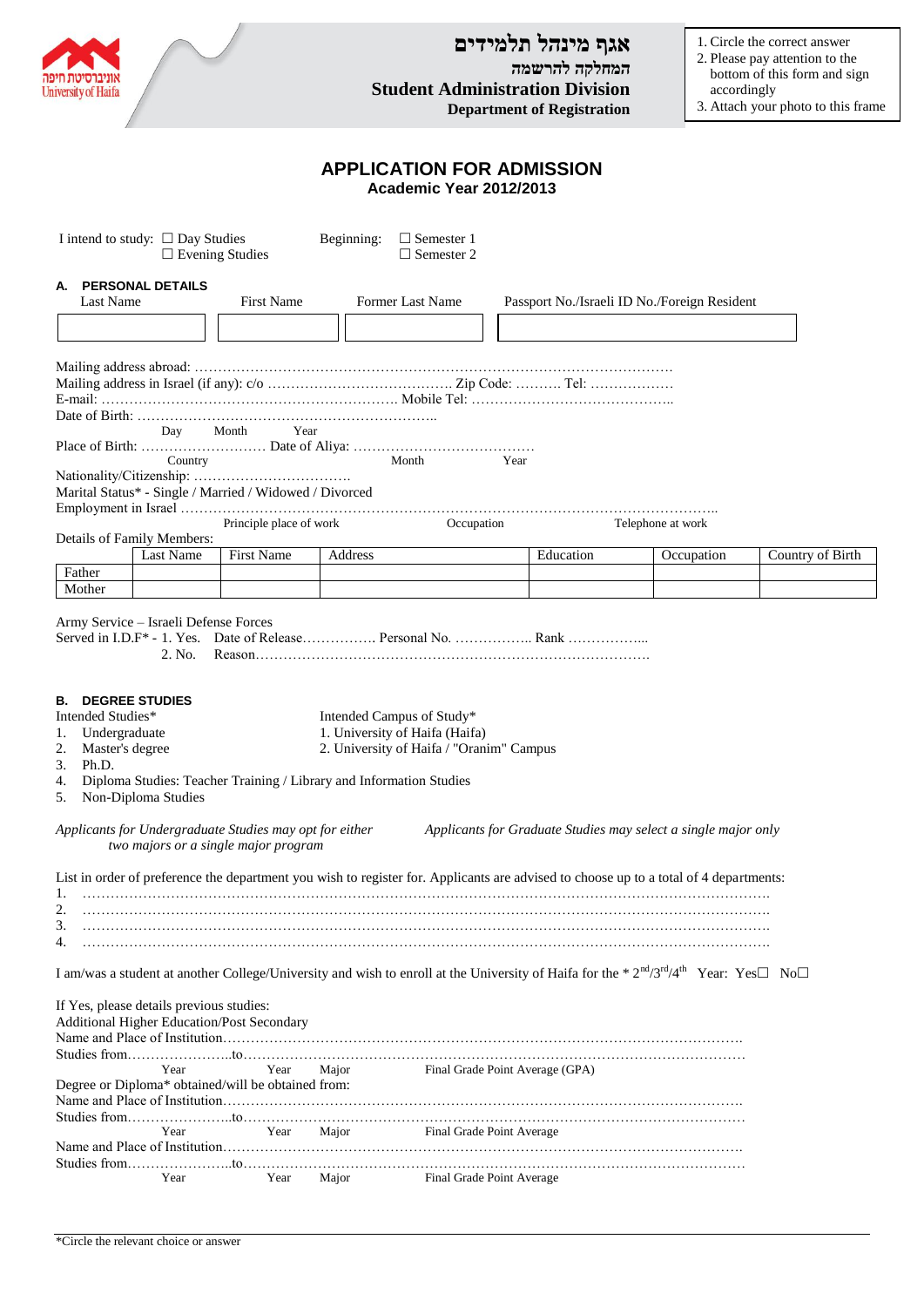אוניברסיטת חיפה
University of Haifa

אגף מינהל תלמידים
המחלקה להרשמה
**Student Administration Division**
**Department of Registration**

1. Circle the correct answer
2. Please pay attention to the bottom of this form and sign accordingly
3. Attach your photo to this frame

# APPLICATION FOR ADMISSION
## Academic Year 2012/2013

I intend to study: ☐ Day Studies ☐ Evening Studies Beginning: ☐ Semester 1 ☐ Semester 2

### A. PERSONAL DETAILS

| Last Name | First Name | Former Last Name | Passport No./Israeli ID No./Foreign Resident |
|---|---|---|---|
| | | | |

Mailing address abroad: …………………………………………………………………………………………
Mailing address in Israel (if any): c/o ………………………………… Zip Code: ………. Tel: ………………
E-mail: ……………………………………………………… Mobile Tel: ……………………………………..
Date of Birth: …………………………………………………………..
Day Month Year
Place of Birth: ……………………… Date of Aliya: …………………………………
Country Month Year
Nationality/Citizenship: …………………………….
Marital Status* - Single / Married / Widowed / Divorced
Employment in Israel ………………………………………………………………………………………………..
Principle place of work Occupation Telephone at work

Details of Family Members:

| | Last Name | First Name | Address | Education | Occupation | Country of Birth |
|---|---|---|---|---|---|---|
| Father | | | | | | |
| Mother | | | | | | |

Army Service – Israeli Defense Forces
Served in I.D.F* - 1. Yes. Date of Release……………. Personal No. …………….. Rank ……………...
2. No. Reason…………………………………………………………………………

### B. DEGREE STUDIES

Intended Studies*
1. Undergraduate
2. Master's degree
3. Ph.D.
4. Diploma Studies: Teacher Training / Library and Information Studies
5. Non-Diploma Studies

Intended Campus of Study*
1. University of Haifa (Haifa)
2. University of Haifa / "Oranim" Campus

*Applicants for Undergraduate Studies may opt for either two majors or a single major program*

*Applicants for Graduate Studies may select a single major only*

List in order of preference the department you wish to register for. Applicants are advised to choose up to a total of 4 departments:
1. ……………………………………………………………………………………………………………………
2. ……………………………………………………………………………………………………………………
3. ……………………………………………………………………………………………………………………
4. ……………………………………………………………………………………………………………………

I am/was a student at another College/University and wish to enroll at the University of Haifa for the * 2nd/3rd/4th Year: Yes☐ No☐

If Yes, please details previous studies:
Additional Higher Education/Post Secondary
Name and Place of Institution…………………………………………………………………………………
Studies from…………………..to…………………………………………………………………………………
Year Year Major Final Grade Point Average (GPA)
Degree or Diploma* obtained/will be obtained from:
Name and Place of Institution…………………………………………………………………………………
Studies from…………………..to…………………………………………………………………………………
Year Year Major Final Grade Point Average
Name and Place of Institution…………………………………………………………………………………
Studies from…………………..to…………………………………………………………………………………
Year Year Major Final Grade Point Average

*Circle the relevant choice or answer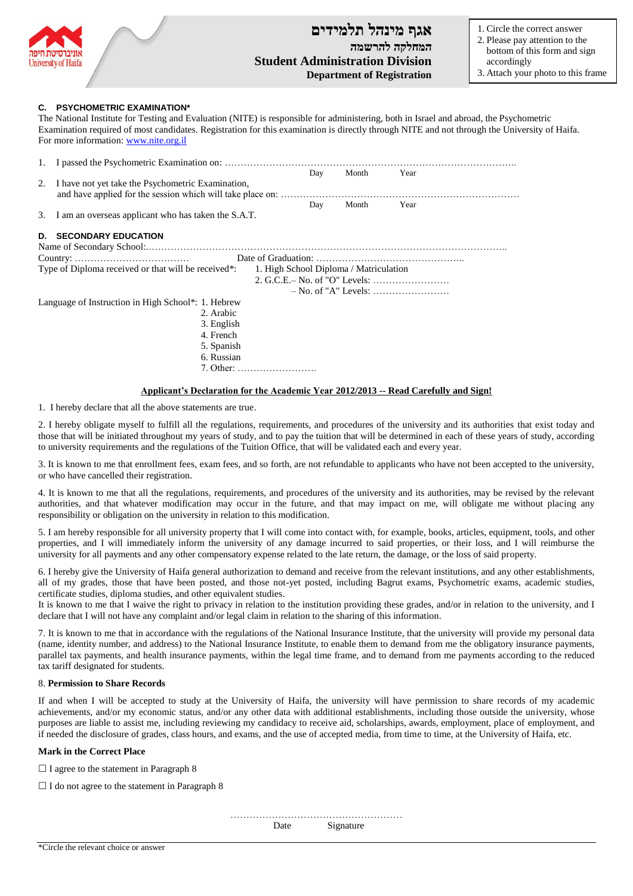אגף מינהל תלמידים
המחלקה להרשמה
**Student Administration Division**
**Department of Registration**

1. Circle the correct answer
2. Please pay attention to the bottom of this form and sign accordingly
3. Attach your photo to this frame

### C. PSYCHOMETRIC EXAMINATION*

The National Institute for Testing and Evaluation (NITE) is responsible for administering, both in Israel and abroad, the Psychometric Examination required of most candidates. Registration for this examination is directly through NITE and not through the University of Haifa. For more information: [www.nite.org.il](http://www.nite.org.il)

1. I passed the Psychometric Examination on: ……………………………………………………………………………….. Day Month Year
2. I have not yet take the Psychometric Examination, and have applied for the session which will take place on: ……………………………………………………………………… Day Month Year
3. I am an overseas applicant who has taken the S.A.T.

### D. SECONDARY EDUCATION

Name of Secondary School:………………………………………………………………………………………………………..

Country: ………………………………. Date of Graduation: ………………………………………..

Type of Diploma received or that will be received*:
1. High School Diploma / Matriculation
2. G.C.E.– No. of "O" Levels: ……………………
   – No. of "A" Levels: ……………………

Language of Instruction in High School*:
1. Hebrew
2. Arabic
3. English
4. French
5. Spanish
6. Russian
7. Other: …………………….

**<u>Applicant's Declaration for the Academic Year 2012/2013 -- Read Carefully and Sign!</u>**

1. I hereby declare that all the above statements are true.

2. I hereby obligate myself to fulfill all the regulations, requirements, and procedures of the university and its authorities that exist today and those that will be initiated throughout my years of study, and to pay the tuition that will be determined in each of these years of study, according to university requirements and the regulations of the Tuition Office, that will be validated each and every year.

3. It is known to me that enrollment fees, exam fees, and so forth, are not refundable to applicants who have not been accepted to the university, or who have cancelled their registration.

4. It is known to me that all the regulations, requirements, and procedures of the university and its authorities, may be revised by the relevant authorities, and that whatever modification may occur in the future, and that may impact on me, will obligate me without placing any responsibility or obligation on the university in relation to this modification.

5. I am hereby responsible for all university property that I will come into contact with, for example, books, articles, equipment, tools, and other properties, and I will immediately inform the university of any damage incurred to said properties, or their loss, and I will reimburse the university for all payments and any other compensatory expense related to the late return, the damage, or the loss of said property.

6. I hereby give the University of Haifa general authorization to demand and receive from the relevant institutions, and any other establishments, all of my grades, those that have been posted, and those not-yet posted, including Bagrut exams, Psychometric exams, academic studies, certificate studies, diploma studies, and other equivalent studies.
It is known to me that I waive the right to privacy in relation to the institution providing these grades, and/or in relation to the university, and I declare that I will not have any complaint and/or legal claim in relation to the sharing of this information.

7. It is known to me that in accordance with the regulations of the National Insurance Institute, that the university will provide my personal data (name, identity number, and address) to the National Insurance Institute, to enable them to demand from me the obligatory insurance payments, parallel tax payments, and health insurance payments, within the legal time frame, and to demand from me payments according to the reduced tax tariff designated for students.

8. **Permission to Share Records**

If and when I will be accepted to study at the University of Haifa, the university will have permission to share records of my academic achievements, and/or my economic status, and/or any other data with additional establishments, including those outside the university, whose purposes are liable to assist me, including reviewing my candidacy to receive aid, scholarships, awards, employment, place of employment, and if needed the disclosure of grades, class hours, and exams, and the use of accepted media, from time to time, at the University of Haifa, etc.

**Mark in the Correct Place**

☐ I agree to the statement in Paragraph 8

☐ I do not agree to the statement in Paragraph 8

………………………………………………
Date Signature

*Circle the relevant choice or answer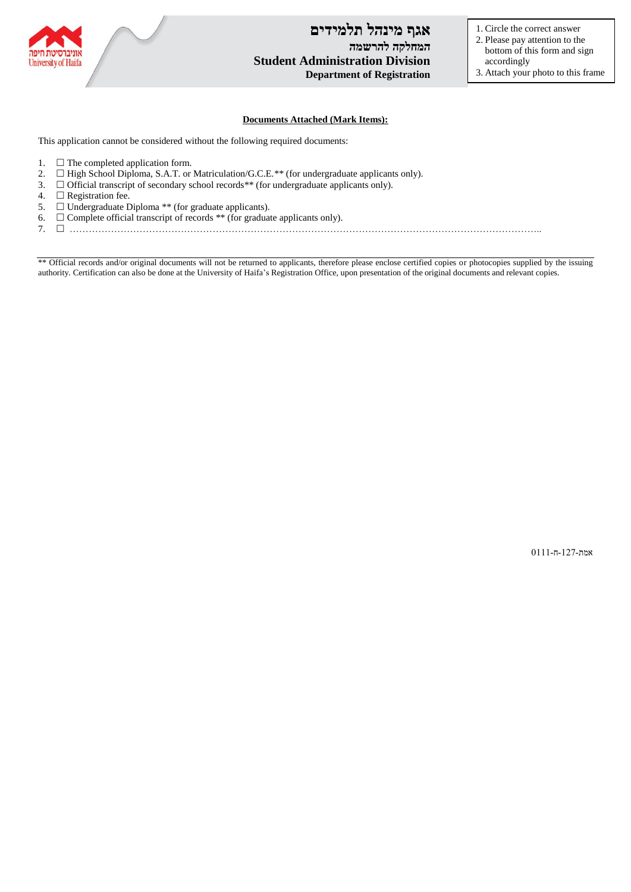אגף מינהל תלמידים

המחלקה להרשמה

**Student Administration Division**

**Department of Registration**

1. Circle the correct answer
2. Please pay attention to the bottom of this form and sign accordingly
3. Attach your photo to this frame

**Documents Attached (Mark Items):**

This application cannot be considered without the following required documents:

1. ☐ The completed application form.
2. ☐ High School Diploma, S.A.T. or Matriculation/G.C.E.** (for undergraduate applicants only).
3. ☐ Official transcript of secondary school records** (for undergraduate applicants only).
4. ☐ Registration fee.
5. ☐ Undergraduate Diploma ** (for graduate applicants).
6. ☐ Complete official transcript of records ** (for graduate applicants only).
7. ☐ …………………………………………………………………………………………………………………………..

** Official records and/or original documents will not be returned to applicants, therefore please enclose certified copies or photocopies supplied by the issuing authority. Certification can also be done at the University of Haifa's Registration Office, upon presentation of the original documents and relevant copies.

אמת-127-ח-0111